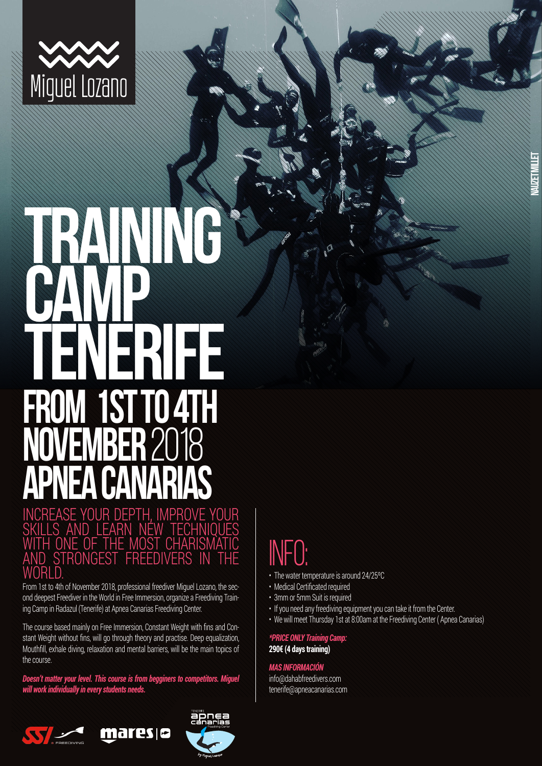Miguel Lozano

# TRAINING CAMP TENERIFE

## FROM 1ST TO 4TH NOVEMBER 2018

## APNEA CANARIAS

NAUZET MILLET

### INCREASE YOUR DEPTH, IMPROVE YOUR SKILLS AND LEARN NEW TECHNIQUES WITH ONE OF THE MOST CHARISMATIC AND STRONGEST FREEDIVERS IN THE WORLD.

From 1st to 4th of November 2018, professional freediver Miguel Lozano, the second deepest Freediver in the World in Free Immersion, organize a Freediving Training Camp in Radazul (Tenerife) at Apnea Canarias Freediving Center.

The course based mainly on Free Immersion, Constant Weight with fins and Constant Weight without fins, will go through theory and practise. Deep equalization, Mouthfill, exhale diving, relaxation and mental barriers, will be the main topics of the course.

***Doesn't matter your level. This course is from begginers to competitors. Miguel will work individually in every students needs.***

# INFO:

- The water temperature is around 24/25ºC
- Medical Certificated required
- 3mm or 5mm Suit is required
- If you need any freediving equipment you can take it from the Center.
- We will meet Thursday 1st at 8:00am at the Freediving Center ( Apnea Canarias)

***\*PRICE ONLY Training Camp:***
**290€ (4 days training)**

***MAS INFORMACIÓN***
info@dahabfreedivers.com
tenerife@apneacanarias.com

SSI FREEDIVING | mares | TENERIFE apnea canarias Freediving Center by Miguel Lozano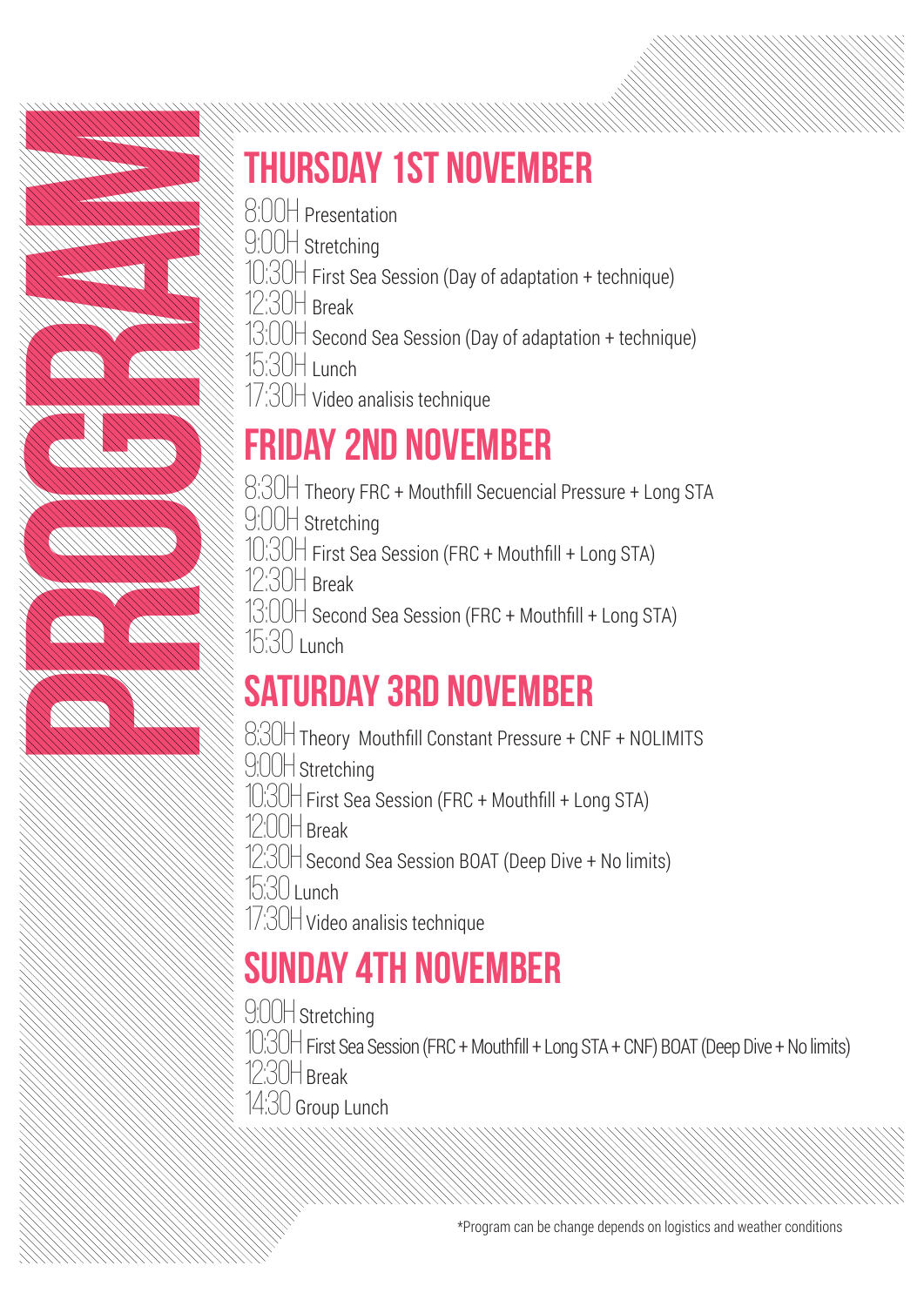# PROGRAM

## THURSDAY 1ST NOVEMBER

8:00H Presentation
9:00H Stretching
10:30H First Sea Session (Day of adaptation + technique)
12:30H Break
13:00H Second Sea Session (Day of adaptation + technique)
15:30H Lunch
17:30H Video analisis technique

## FRIDAY 2ND NOVEMBER

8:30H Theory FRC + Mouthfill Secuencial Pressure + Long STA
9:00H Stretching
10:30H First Sea Session (FRC + Mouthfill + Long STA)
12:30H Break
13:00H Second Sea Session (FRC + Mouthfill + Long STA)
15:30 Lunch

## SATURDAY 3RD NOVEMBER

8:30H Theory Mouthfill Constant Pressure + CNF + NOLIMITS
9:00H Stretching
10:30H First Sea Session (FRC + Mouthfill + Long STA)
12:00H Break
12:30H Second Sea Session BOAT (Deep Dive + No limits)
15:30 Lunch
17:30H Video analisis technique

## SUNDAY 4TH NOVEMBER

9:00H Stretching
10:30H First Sea Session (FRC + Mouthfill + Long STA + CNF) BOAT (Deep Dive + No limits)
12:30H Break
14:30 Group Lunch

*Program can be change depends on logistics and weather conditions